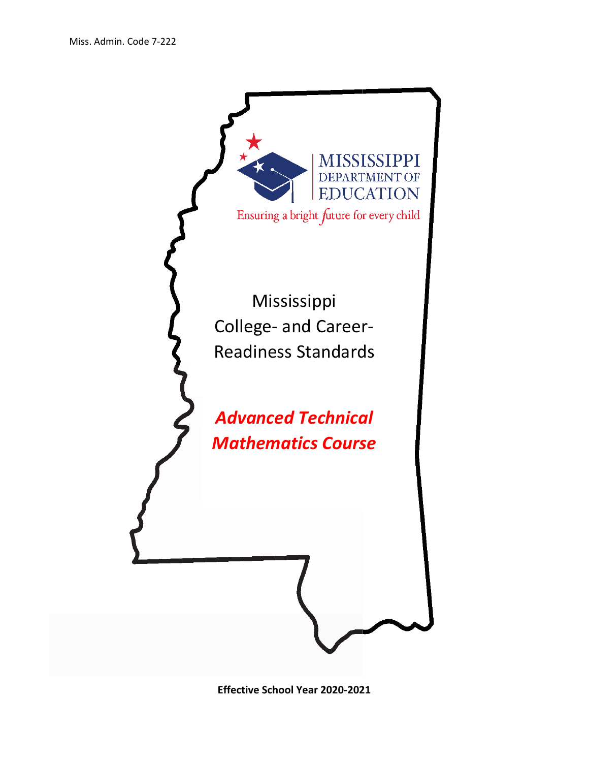Miss. Admin. Code 7-222

MISSISSIPPI DEPARTMENT OF EDUCATION

Ensuring a bright future for every child

# Mississippi College- and Career-Readiness Standards

## *Advanced Technical Mathematics Course*

**Effective School Year 2020-2021**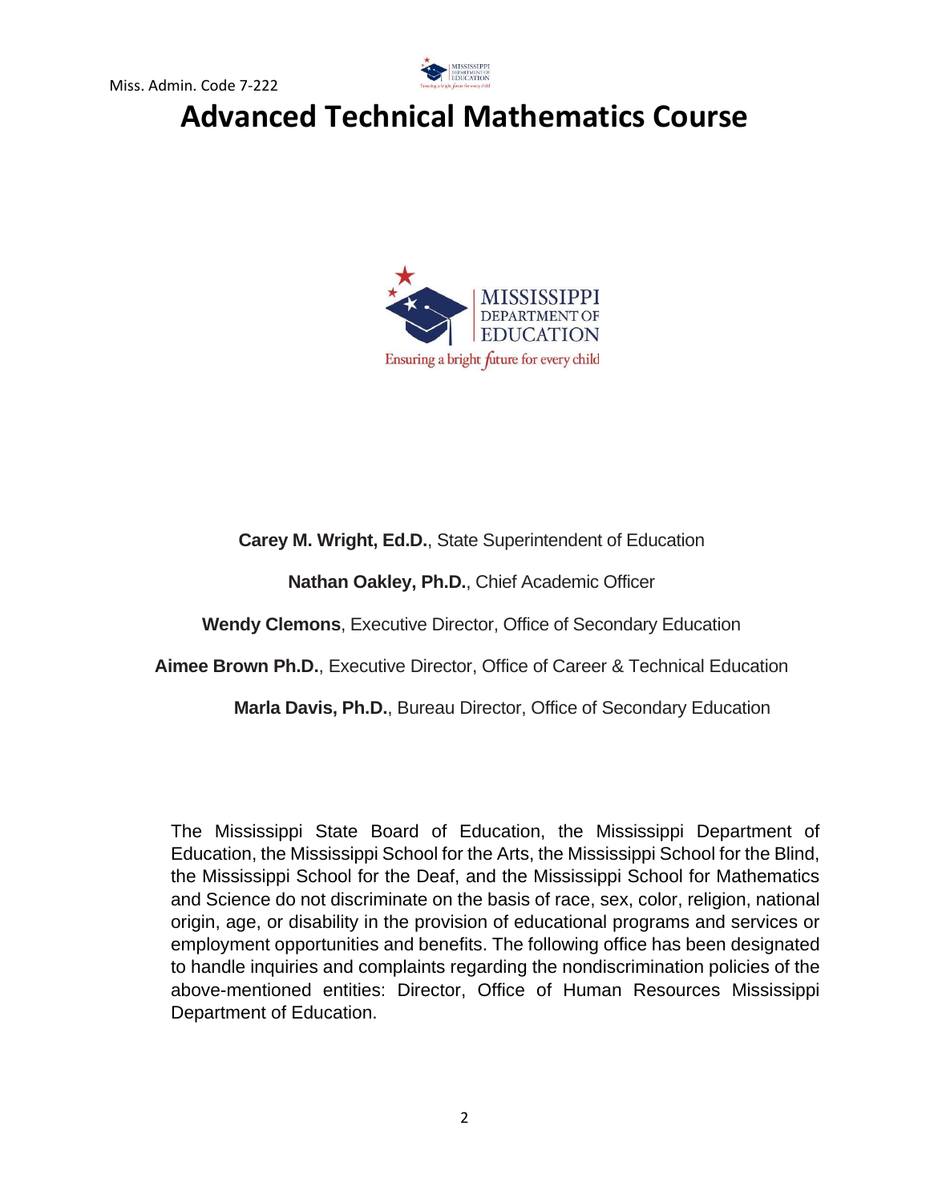Miss. Admin. Code 7-222

# Advanced Technical Mathematics Course

**Carey M. Wright, Ed.D.**, State Superintendent of Education

**Nathan Oakley, Ph.D.**, Chief Academic Officer

**Wendy Clemons**, Executive Director, Office of Secondary Education

**Aimee Brown Ph.D.**, Executive Director, Office of Career & Technical Education

**Marla Davis, Ph.D.**, Bureau Director, Office of Secondary Education

The Mississippi State Board of Education, the Mississippi Department of Education, the Mississippi School for the Arts, the Mississippi School for the Blind, the Mississippi School for the Deaf, and the Mississippi School for Mathematics and Science do not discriminate on the basis of race, sex, color, religion, national origin, age, or disability in the provision of educational programs and services or employment opportunities and benefits. The following office has been designated to handle inquiries and complaints regarding the nondiscrimination policies of the above-mentioned entities: Director, Office of Human Resources Mississippi Department of Education.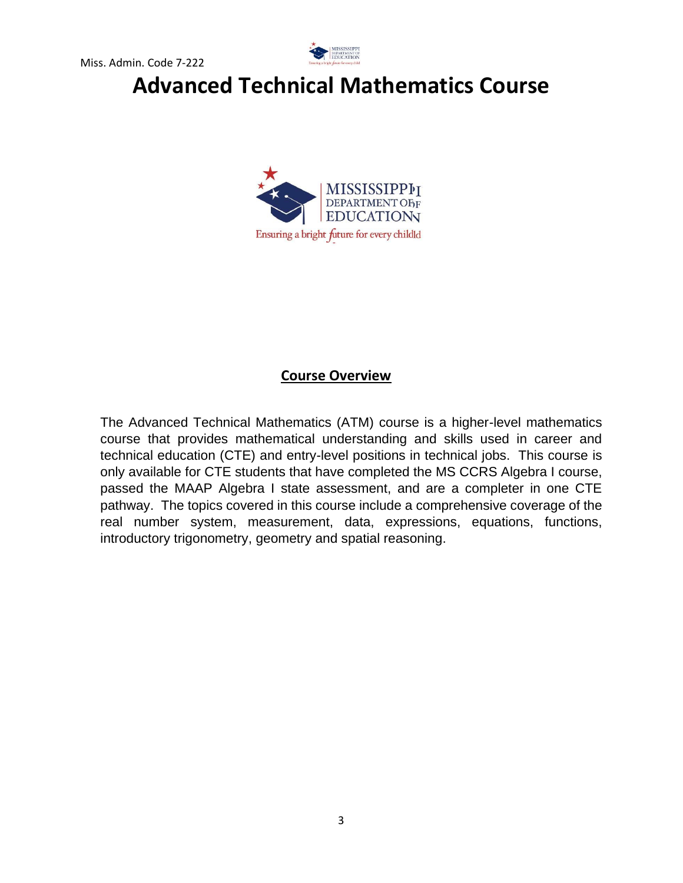# Advanced Technical Mathematics Course

## Course Overview

The Advanced Technical Mathematics (ATM) course is a higher-level mathematics course that provides mathematical understanding and skills used in career and technical education (CTE) and entry-level positions in technical jobs. This course is only available for CTE students that have completed the MS CCRS Algebra I course, passed the MAAP Algebra I state assessment, and are a completer in one CTE pathway. The topics covered in this course include a comprehensive coverage of the real number system, measurement, data, expressions, equations, functions, introductory trigonometry, geometry and spatial reasoning.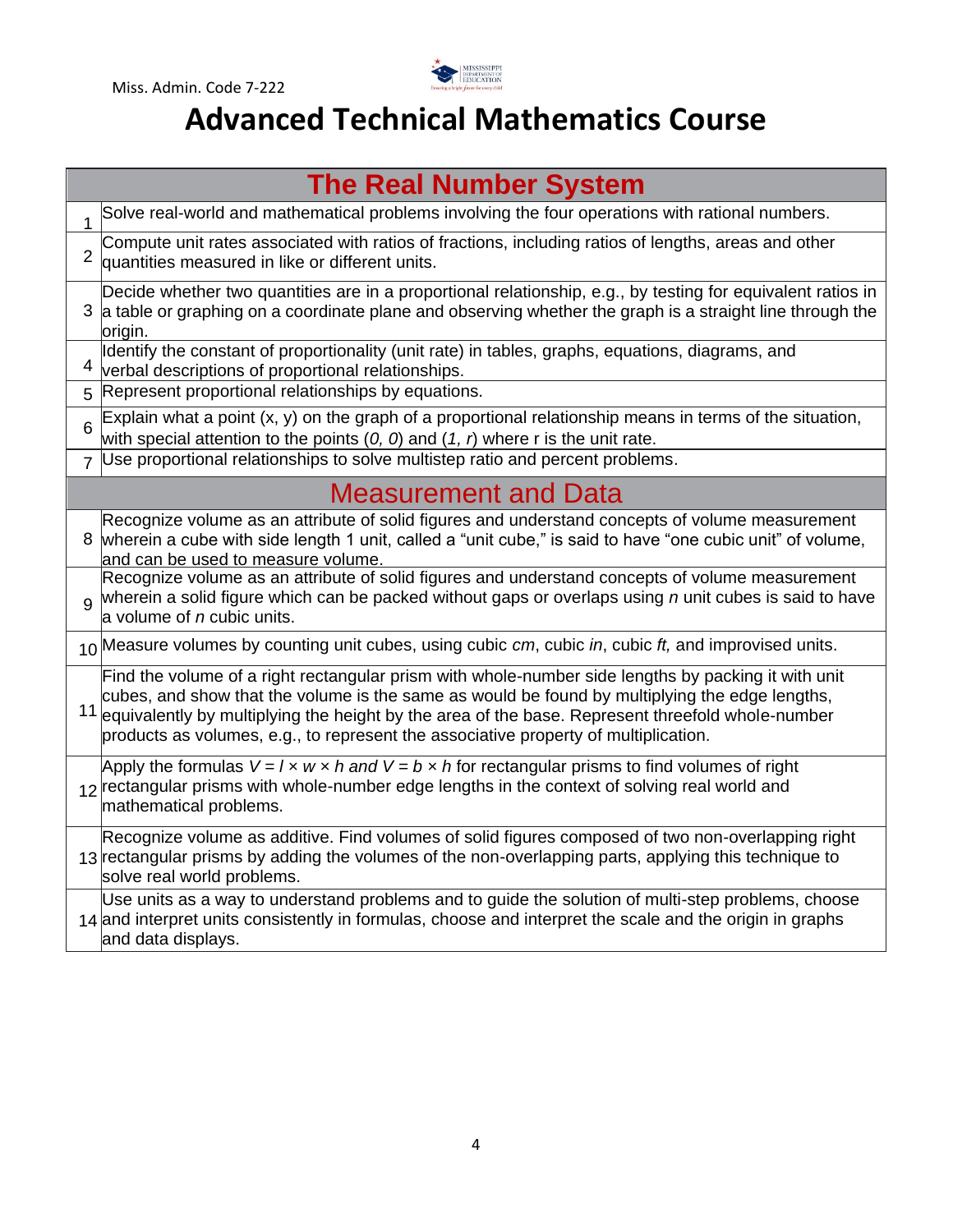Miss. Admin. Code 7-222

# Advanced Technical Mathematics Course

| The Real Number System | |
|---|---|
| 1 | Solve real-world and mathematical problems involving the four operations with rational numbers. |
| 2 | Compute unit rates associated with ratios of fractions, including ratios of lengths, areas and other quantities measured in like or different units. |
| 3 | Decide whether two quantities are in a proportional relationship, e.g., by testing for equivalent ratios in a table or graphing on a coordinate plane and observing whether the graph is a straight line through the origin. |
| 4 | Identify the constant of proportionality (unit rate) in tables, graphs, equations, diagrams, and verbal descriptions of proportional relationships. |
| 5 | Represent proportional relationships by equations. |
| 6 | Explain what a point (x, y) on the graph of a proportional relationship means in terms of the situation, with special attention to the points (*0, 0*) and (*1, r*) where r is the unit rate. |
| 7 | Use proportional relationships to solve multistep ratio and percent problems. |
| **Measurement and Data** | |
| 8 | Recognize volume as an attribute of solid figures and understand concepts of volume measurement wherein a cube with side length 1 unit, called a "unit cube," is said to have "one cubic unit" of volume, and can be used to measure volume. |
| 9 | Recognize volume as an attribute of solid figures and understand concepts of volume measurement wherein a solid figure which can be packed without gaps or overlaps using *n* unit cubes is said to have a volume of *n* cubic units. |
| 10 | Measure volumes by counting unit cubes, using cubic *cm*, cubic *in*, cubic *ft,* and improvised units. |
| 11 | Find the volume of a right rectangular prism with whole-number side lengths by packing it with unit cubes, and show that the volume is the same as would be found by multiplying the edge lengths, equivalently by multiplying the height by the area of the base. Represent threefold whole-number products as volumes, e.g., to represent the associative property of multiplication. |
| 12 | Apply the formulas $V = l \times w \times h$ and $V = b \times h$ for rectangular prisms to find volumes of right rectangular prisms with whole-number edge lengths in the context of solving real world and mathematical problems. |
| 13 | Recognize volume as additive. Find volumes of solid figures composed of two non-overlapping right rectangular prisms by adding the volumes of the non-overlapping parts, applying this technique to solve real world problems. |
| 14 | Use units as a way to understand problems and to guide the solution of multi-step problems, choose and interpret units consistently in formulas, choose and interpret the scale and the origin in graphs and data displays. |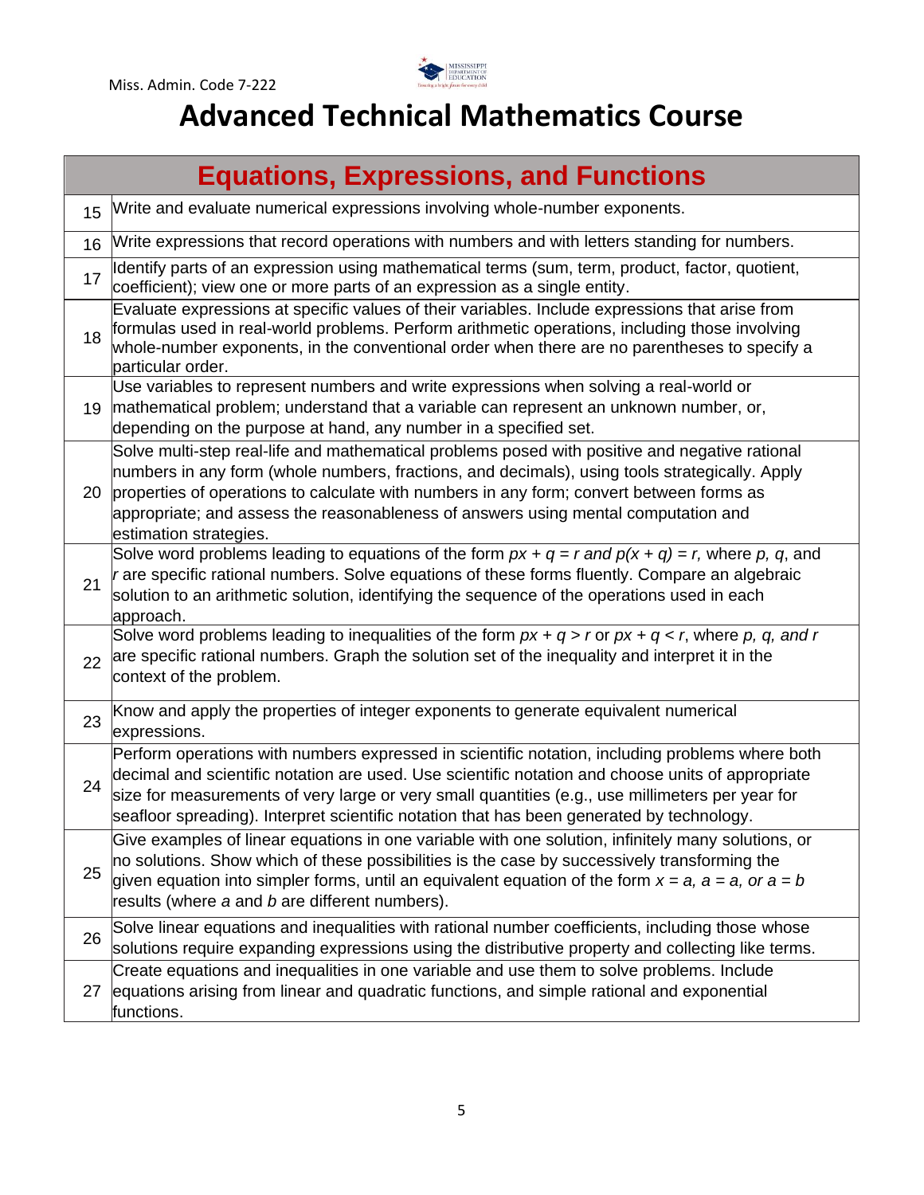Miss. Admin. Code 7-222

# Advanced Technical Mathematics Course

| | Equations, Expressions, and Functions |
|---|---|
| 15 | Write and evaluate numerical expressions involving whole-number exponents. |
| 16 | Write expressions that record operations with numbers and with letters standing for numbers. |
| 17 | Identify parts of an expression using mathematical terms (sum, term, product, factor, quotient, coefficient); view one or more parts of an expression as a single entity. |
| 18 | Evaluate expressions at specific values of their variables. Include expressions that arise from formulas used in real-world problems. Perform arithmetic operations, including those involving whole-number exponents, in the conventional order when there are no parentheses to specify a particular order. |
| 19 | Use variables to represent numbers and write expressions when solving a real-world or mathematical problem; understand that a variable can represent an unknown number, or, depending on the purpose at hand, any number in a specified set. |
| 20 | Solve multi-step real-life and mathematical problems posed with positive and negative rational numbers in any form (whole numbers, fractions, and decimals), using tools strategically. Apply properties of operations to calculate with numbers in any form; convert between forms as appropriate; and assess the reasonableness of answers using mental computation and estimation strategies. |
| 21 | Solve word problems leading to equations of the form $px + q = r$ and $p(x + q) = r$, where $p$, $q$, and $r$ are specific rational numbers. Solve equations of these forms fluently. Compare an algebraic solution to an arithmetic solution, identifying the sequence of the operations used in each approach. |
| 22 | Solve word problems leading to inequalities of the form $px + q > r$ or $px + q < r$, where $p$, $q$, and $r$ are specific rational numbers. Graph the solution set of the inequality and interpret it in the context of the problem. |
| 23 | Know and apply the properties of integer exponents to generate equivalent numerical expressions. |
| 24 | Perform operations with numbers expressed in scientific notation, including problems where both decimal and scientific notation are used. Use scientific notation and choose units of appropriate size for measurements of very large or very small quantities (e.g., use millimeters per year for seafloor spreading). Interpret scientific notation that has been generated by technology. |
| 25 | Give examples of linear equations in one variable with one solution, infinitely many solutions, or no solutions. Show which of these possibilities is the case by successively transforming the given equation into simpler forms, until an equivalent equation of the form $x = a$, $a = a$, or $a = b$ results (where $a$ and $b$ are different numbers). |
| 26 | Solve linear equations and inequalities with rational number coefficients, including those whose solutions require expanding expressions using the distributive property and collecting like terms. |
| 27 | Create equations and inequalities in one variable and use them to solve problems. Include equations arising from linear and quadratic functions, and simple rational and exponential functions. |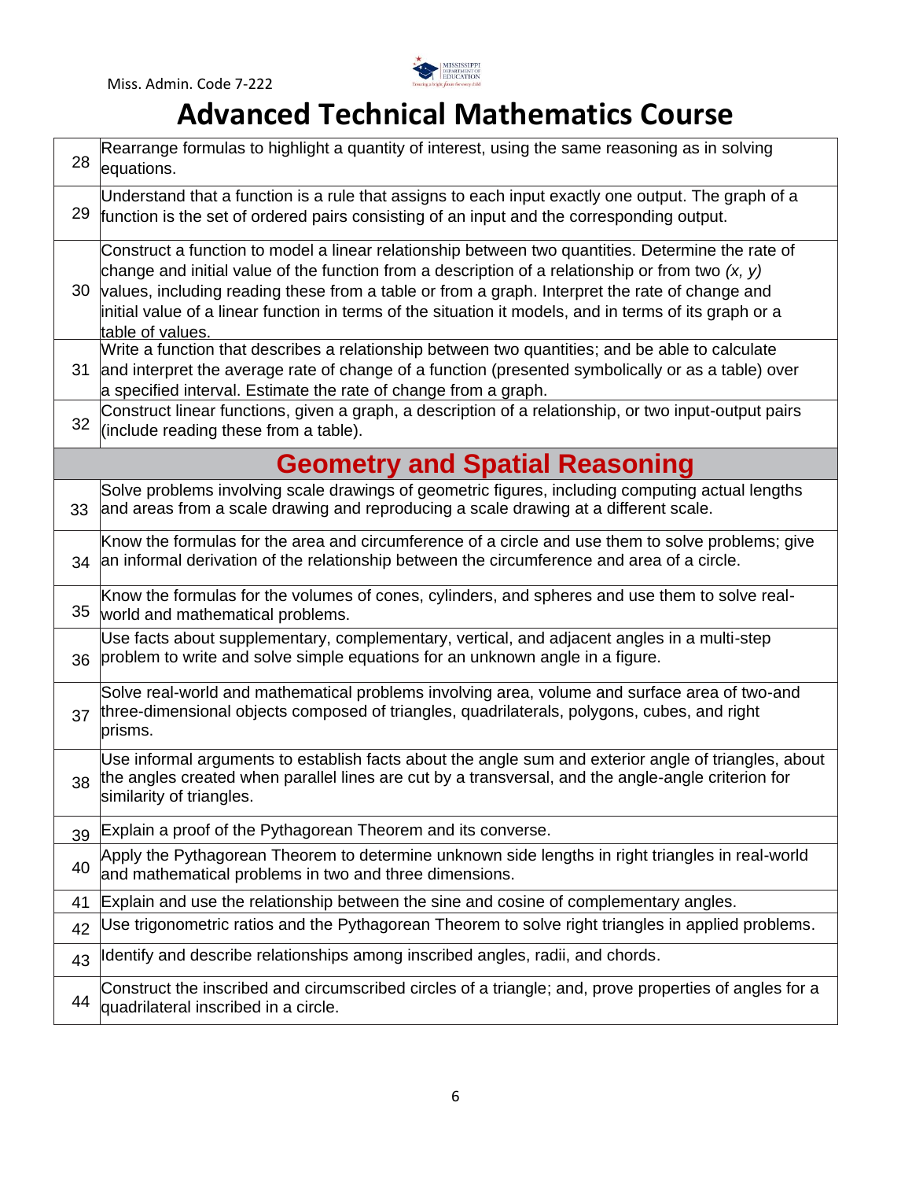# Advanced Technical Mathematics Course

| | |
|---|---|
| 28 | Rearrange formulas to highlight a quantity of interest, using the same reasoning as in solving equations. |
| 29 | Understand that a function is a rule that assigns to each input exactly one output. The graph of a function is the set of ordered pairs consisting of an input and the corresponding output. |
| 30 | Construct a function to model a linear relationship between two quantities. Determine the rate of change and initial value of the function from a description of a relationship or from two $(x, y)$ values, including reading these from a table or from a graph. Interpret the rate of change and initial value of a linear function in terms of the situation it models, and in terms of its graph or a table of values. |
| 31 | Write a function that describes a relationship between two quantities; and be able to calculate and interpret the average rate of change of a function (presented symbolically or as a table) over a specified interval. Estimate the rate of change from a graph. |
| 32 | Construct linear functions, given a graph, a description of a relationship, or two input-output pairs (include reading these from a table). |
| | **Geometry and Spatial Reasoning** |
| 33 | Solve problems involving scale drawings of geometric figures, including computing actual lengths and areas from a scale drawing and reproducing a scale drawing at a different scale. |
| 34 | Know the formulas for the area and circumference of a circle and use them to solve problems; give an informal derivation of the relationship between the circumference and area of a circle. |
| 35 | Know the formulas for the volumes of cones, cylinders, and spheres and use them to solve real-world and mathematical problems. |
| 36 | Use facts about supplementary, complementary, vertical, and adjacent angles in a multi-step problem to write and solve simple equations for an unknown angle in a figure. |
| 37 | Solve real-world and mathematical problems involving area, volume and surface area of two-and three-dimensional objects composed of triangles, quadrilaterals, polygons, cubes, and right prisms. |
| 38 | Use informal arguments to establish facts about the angle sum and exterior angle of triangles, about the angles created when parallel lines are cut by a transversal, and the angle-angle criterion for similarity of triangles. |
| 39 | Explain a proof of the Pythagorean Theorem and its converse. |
| 40 | Apply the Pythagorean Theorem to determine unknown side lengths in right triangles in real-world and mathematical problems in two and three dimensions. |
| 41 | Explain and use the relationship between the sine and cosine of complementary angles. |
| 42 | Use trigonometric ratios and the Pythagorean Theorem to solve right triangles in applied problems. |
| 43 | Identify and describe relationships among inscribed angles, radii, and chords. |
| 44 | Construct the inscribed and circumscribed circles of a triangle; and, prove properties of angles for a quadrilateral inscribed in a circle. |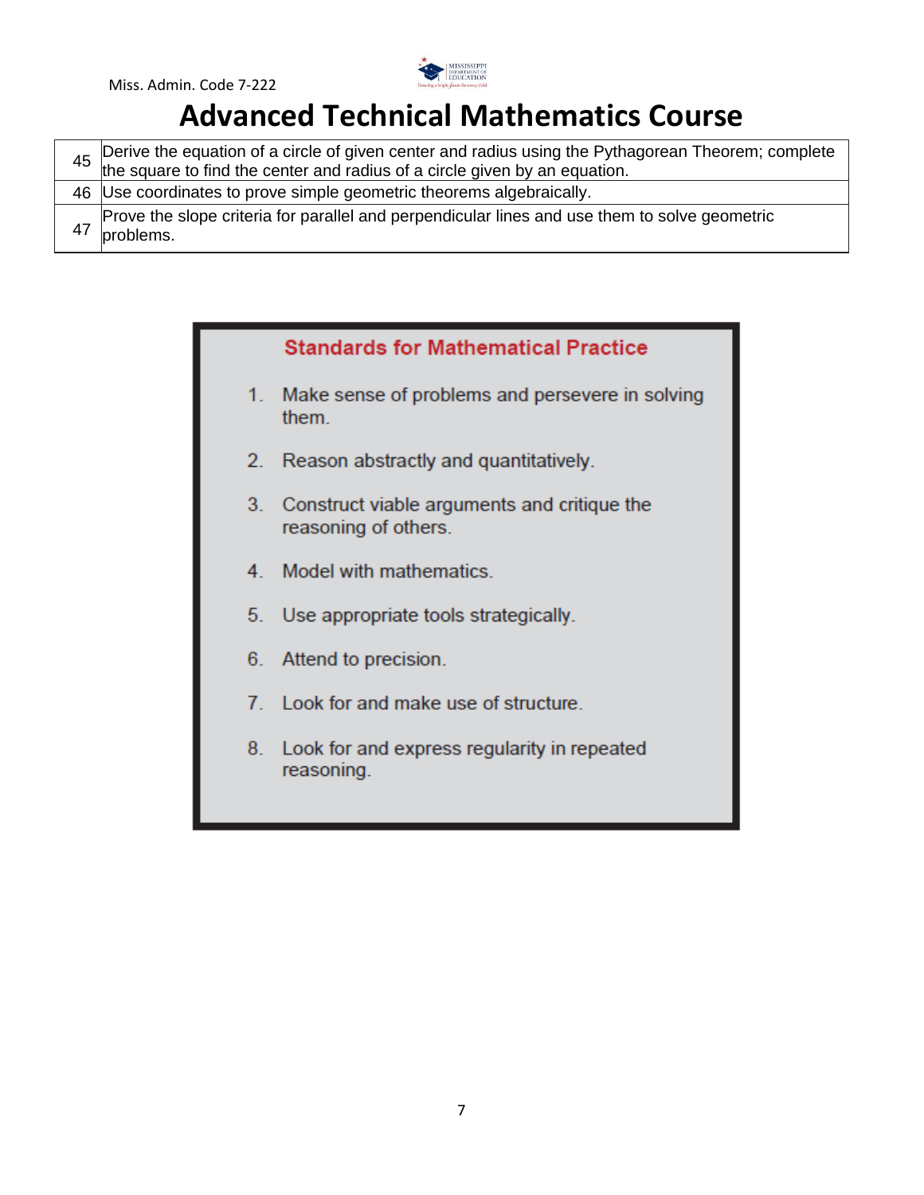# Advanced Technical Mathematics Course

| | |
|---|---|
| 45 | Derive the equation of a circle of given center and radius using the Pythagorean Theorem; complete the square to find the center and radius of a circle given by an equation. |
| 46 | Use coordinates to prove simple geometric theorems algebraically. |
| 47 | Prove the slope criteria for parallel and perpendicular lines and use them to solve geometric problems. |

## Standards for Mathematical Practice

1. Make sense of problems and persevere in solving them.
2. Reason abstractly and quantitatively.
3. Construct viable arguments and critique the reasoning of others.
4. Model with mathematics.
5. Use appropriate tools strategically.
6. Attend to precision.
7. Look for and make use of structure.
8. Look for and express regularity in repeated reasoning.